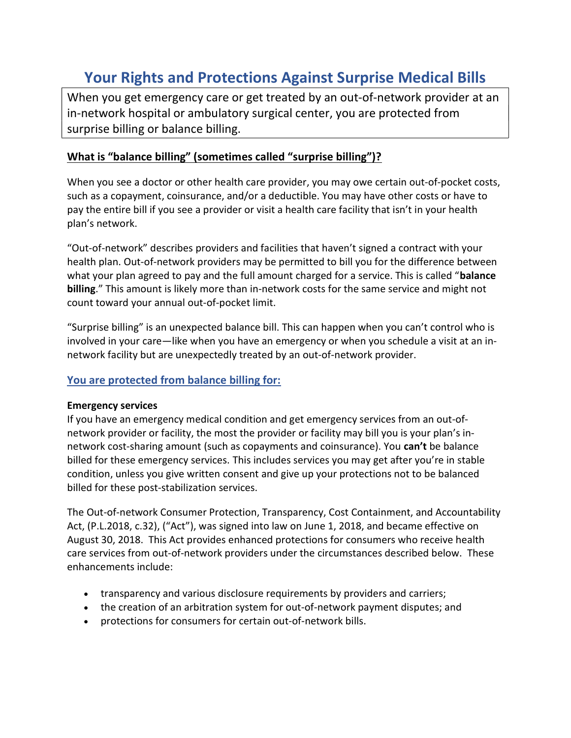# Your Rights and Protections Against Surprise Medical Bills

When you get emergency care or get treated by an out-of-network provider at an in-network hospital or ambulatory surgical center, you are protected from surprise billing or balance billing.

## What is "balance billing" (sometimes called "surprise billing")?

When you see a doctor or other health care provider, you may owe certain out-of-pocket costs, such as a copayment, coinsurance, and/or a deductible. You may have other costs or have to pay the entire bill if you see a provider or visit a health care facility that isn't in your health plan's network.

"Out-of-network" describes providers and facilities that haven't signed a contract with your health plan. Out-of-network providers may be permitted to bill you for the difference between what your plan agreed to pay and the full amount charged for a service. This is called "**balance billing**." This amount is likely more than in-network costs for the same service and might not count toward your annual out-of-pocket limit.

"Surprise billing" is an unexpected balance bill. This can happen when you can't control who is involved in your care—like when you have an emergency or when you schedule a visit at an in-network facility but are unexpectedly treated by an out-of-network provider.

## You are protected from balance billing for:

**Emergency services**

If you have an emergency medical condition and get emergency services from an out-of-network provider or facility, the most the provider or facility may bill you is your plan's in-network cost-sharing amount (such as copayments and coinsurance). You **can't** be balance billed for these emergency services. This includes services you may get after you're in stable condition, unless you give written consent and give up your protections not to be balanced billed for these post-stabilization services.

The Out-of-network Consumer Protection, Transparency, Cost Containment, and Accountability Act, (P.L.2018, c.32), ("Act"), was signed into law on June 1, 2018, and became effective on August 30, 2018. This Act provides enhanced protections for consumers who receive health care services from out-of-network providers under the circumstances described below. These enhancements include:

- transparency and various disclosure requirements by providers and carriers;
- the creation of an arbitration system for out-of-network payment disputes; and
- protections for consumers for certain out-of-network bills.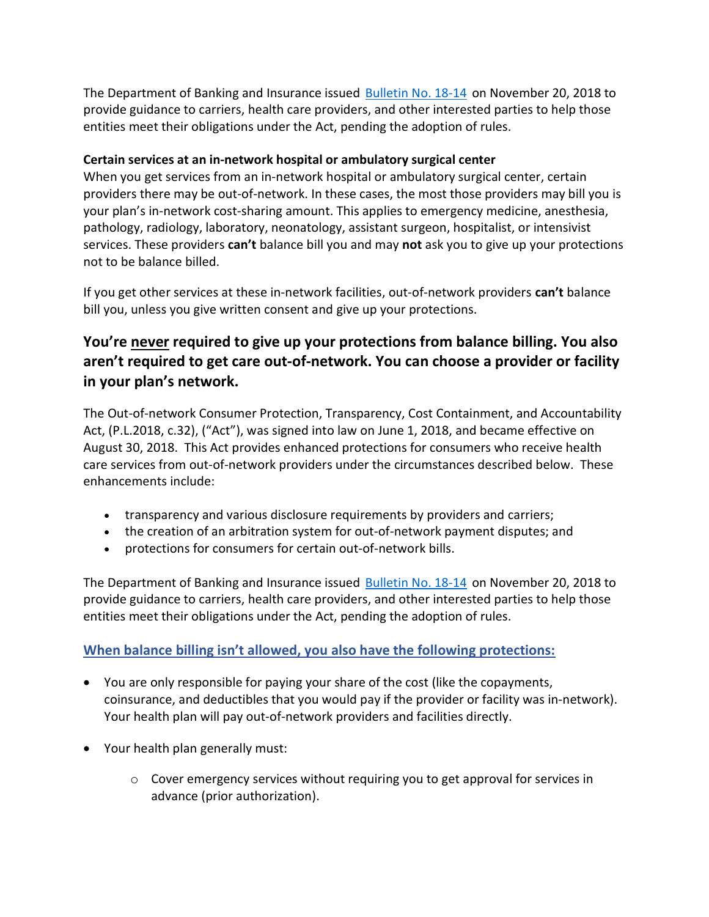The Department of Banking and Insurance issued [Bulletin No. 18-14](#) on November 20, 2018 to provide guidance to carriers, health care providers, and other interested parties to help those entities meet their obligations under the Act, pending the adoption of rules.

**Certain services at an in-network hospital or ambulatory surgical center**

When you get services from an in-network hospital or ambulatory surgical center, certain providers there may be out-of-network. In these cases, the most those providers may bill you is your plan's in-network cost-sharing amount. This applies to emergency medicine, anesthesia, pathology, radiology, laboratory, neonatology, assistant surgeon, hospitalist, or intensivist services. These providers **can't** balance bill you and may **not** ask you to give up your protections not to be balance billed.

If you get other services at these in-network facilities, out-of-network providers **can't** balance bill you, unless you give written consent and give up your protections.

## You're never required to give up your protections from balance billing. You also aren't required to get care out-of-network. You can choose a provider or facility in your plan's network.

The Out-of-network Consumer Protection, Transparency, Cost Containment, and Accountability Act, (P.L.2018, c.32), ("Act"), was signed into law on June 1, 2018, and became effective on August 30, 2018. This Act provides enhanced protections for consumers who receive health care services from out-of-network providers under the circumstances described below. These enhancements include:

- transparency and various disclosure requirements by providers and carriers;
- the creation of an arbitration system for out-of-network payment disputes; and
- protections for consumers for certain out-of-network bills.

The Department of Banking and Insurance issued [Bulletin No. 18-14](#) on November 20, 2018 to provide guidance to carriers, health care providers, and other interested parties to help those entities meet their obligations under the Act, pending the adoption of rules.

### When balance billing isn't allowed, you also have the following protections:

- You are only responsible for paying your share of the cost (like the copayments, coinsurance, and deductibles that you would pay if the provider or facility was in-network). Your health plan will pay out-of-network providers and facilities directly.
- Your health plan generally must:
  - Cover emergency services without requiring you to get approval for services in advance (prior authorization).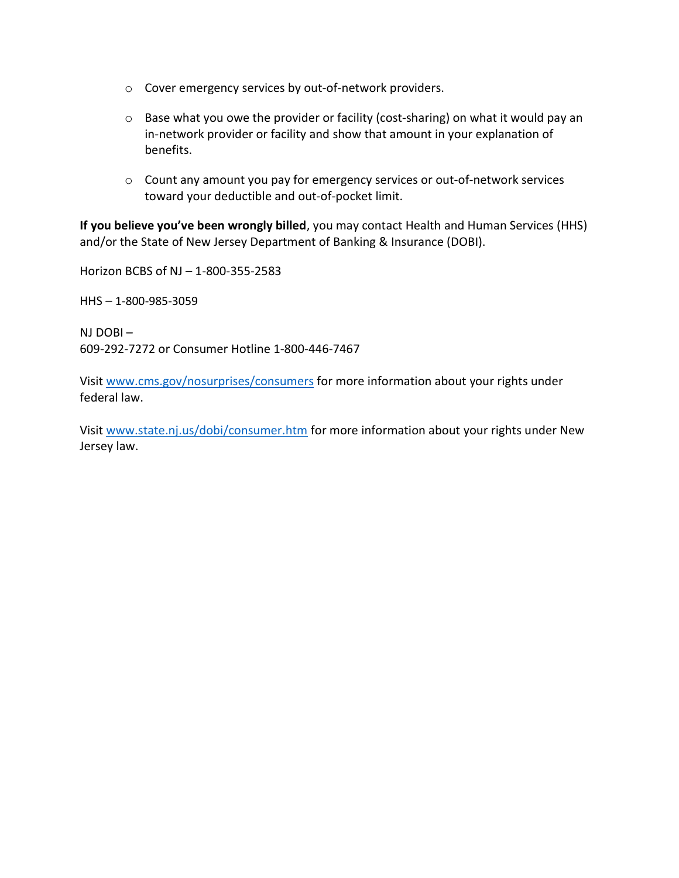- Cover emergency services by out-of-network providers.
- Base what you owe the provider or facility (cost-sharing) on what it would pay an in-network provider or facility and show that amount in your explanation of benefits.
- Count any amount you pay for emergency services or out-of-network services toward your deductible and out-of-pocket limit.

**If you believe you've been wrongly billed**, you may contact Health and Human Services (HHS) and/or the State of New Jersey Department of Banking & Insurance (DOBI).

Horizon BCBS of NJ – 1-800-355-2583

HHS – 1-800-985-3059

NJ DOBI –
609-292-7272 or Consumer Hotline 1-800-446-7467

Visit [www.cms.gov/nosurprises/consumers](www.cms.gov/nosurprises/consumers) for more information about your rights under federal law.

Visit [www.state.nj.us/dobi/consumer.htm](www.state.nj.us/dobi/consumer.htm) for more information about your rights under New Jersey law.